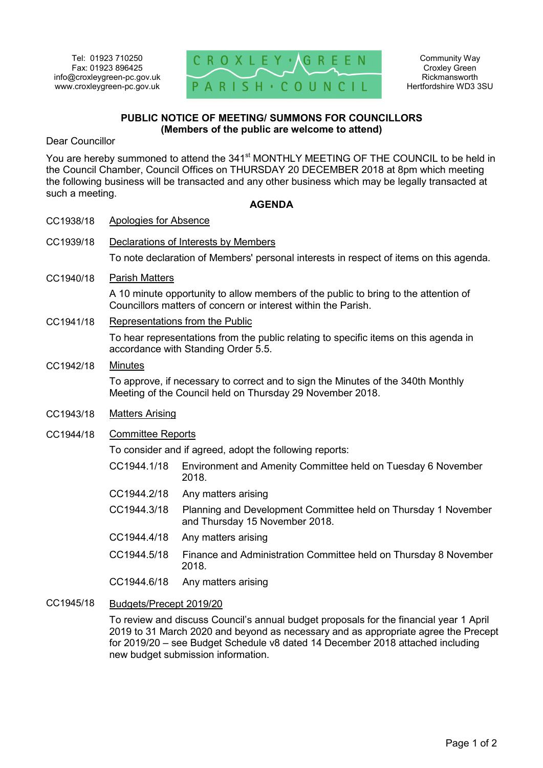Tel: 01923 710250
Fax: 01923 896425
info@croxleygreen-pc.gov.uk
www.croxleygreen-pc.gov.uk

**CROXLEY GREEN PARISH COUNCIL**

Community Way
Croxley Green
Rickmansworth
Hertfordshire WD3 3SU

## PUBLIC NOTICE OF MEETING/ SUMMONS FOR COUNCILLORS
**(Members of the public are welcome to attend)**

Dear Councillor

You are hereby summoned to attend the 341st MONTHLY MEETING OF THE COUNCIL to be held in the Council Chamber, Council Offices on THURSDAY 20 DECEMBER 2018 at 8pm which meeting the following business will be transacted and any other business which may be legally transacted at such a meeting.

### AGENDA

**CC1938/18** Apologies for Absence

**CC1939/18** Declarations of Interests by Members

To note declaration of Members' personal interests in respect of items on this agenda.

**CC1940/18** Parish Matters

A 10 minute opportunity to allow members of the public to bring to the attention of Councillors matters of concern or interest within the Parish.

**CC1941/18** Representations from the Public

To hear representations from the public relating to specific items on this agenda in accordance with Standing Order 5.5.

**CC1942/18** Minutes

To approve, if necessary to correct and to sign the Minutes of the 340th Monthly Meeting of the Council held on Thursday 29 November 2018.

**CC1943/18** Matters Arising

**CC1944/18** Committee Reports

To consider and if agreed, adopt the following reports:

- CC1944.1/18 Environment and Amenity Committee held on Tuesday 6 November 2018.
- CC1944.2/18 Any matters arising
- CC1944.3/18 Planning and Development Committee held on Thursday 1 November and Thursday 15 November 2018.
- CC1944.4/18 Any matters arising
- CC1944.5/18 Finance and Administration Committee held on Thursday 8 November 2018.
- CC1944.6/18 Any matters arising

**CC1945/18** Budgets/Precept 2019/20

To review and discuss Council's annual budget proposals for the financial year 1 April 2019 to 31 March 2020 and beyond as necessary and as appropriate agree the Precept for 2019/20 – see Budget Schedule v8 dated 14 December 2018 attached including new budget submission information.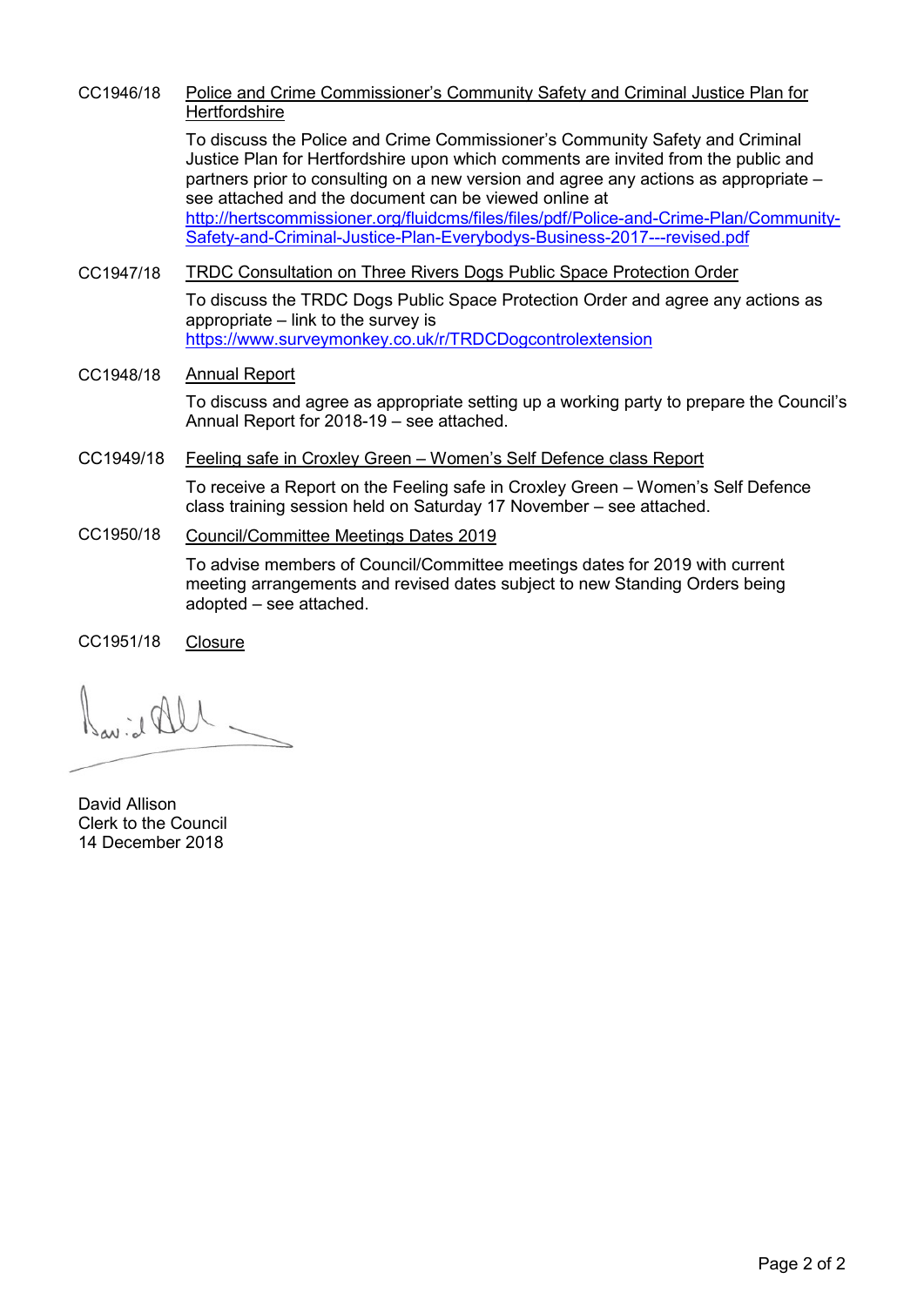CC1946/18 Police and Crime Commissioner's Community Safety and Criminal Justice Plan for Hertfordshire

To discuss the Police and Crime Commissioner's Community Safety and Criminal Justice Plan for Hertfordshire upon which comments are invited from the public and partners prior to consulting on a new version and agree any actions as appropriate – see attached and the document can be viewed online at http://hertscommissioner.org/fluidcms/files/files/pdf/Police-and-Crime-Plan/Community-Safety-and-Criminal-Justice-Plan-Everybodys-Business-2017---revised.pdf

CC1947/18 TRDC Consultation on Three Rivers Dogs Public Space Protection Order

To discuss the TRDC Dogs Public Space Protection Order and agree any actions as appropriate – link to the survey is https://www.surveymonkey.co.uk/r/TRDCDogcontrolextension

CC1948/18 Annual Report

To discuss and agree as appropriate setting up a working party to prepare the Council's Annual Report for 2018-19 – see attached.

CC1949/18 Feeling safe in Croxley Green – Women's Self Defence class Report

To receive a Report on the Feeling safe in Croxley Green – Women's Self Defence class training session held on Saturday 17 November – see attached.

CC1950/18 Council/Committee Meetings Dates 2019

To advise members of Council/Committee meetings dates for 2019 with current meeting arrangements and revised dates subject to new Standing Orders being adopted – see attached.

CC1951/18 Closure

David Allison
Clerk to the Council
14 December 2018